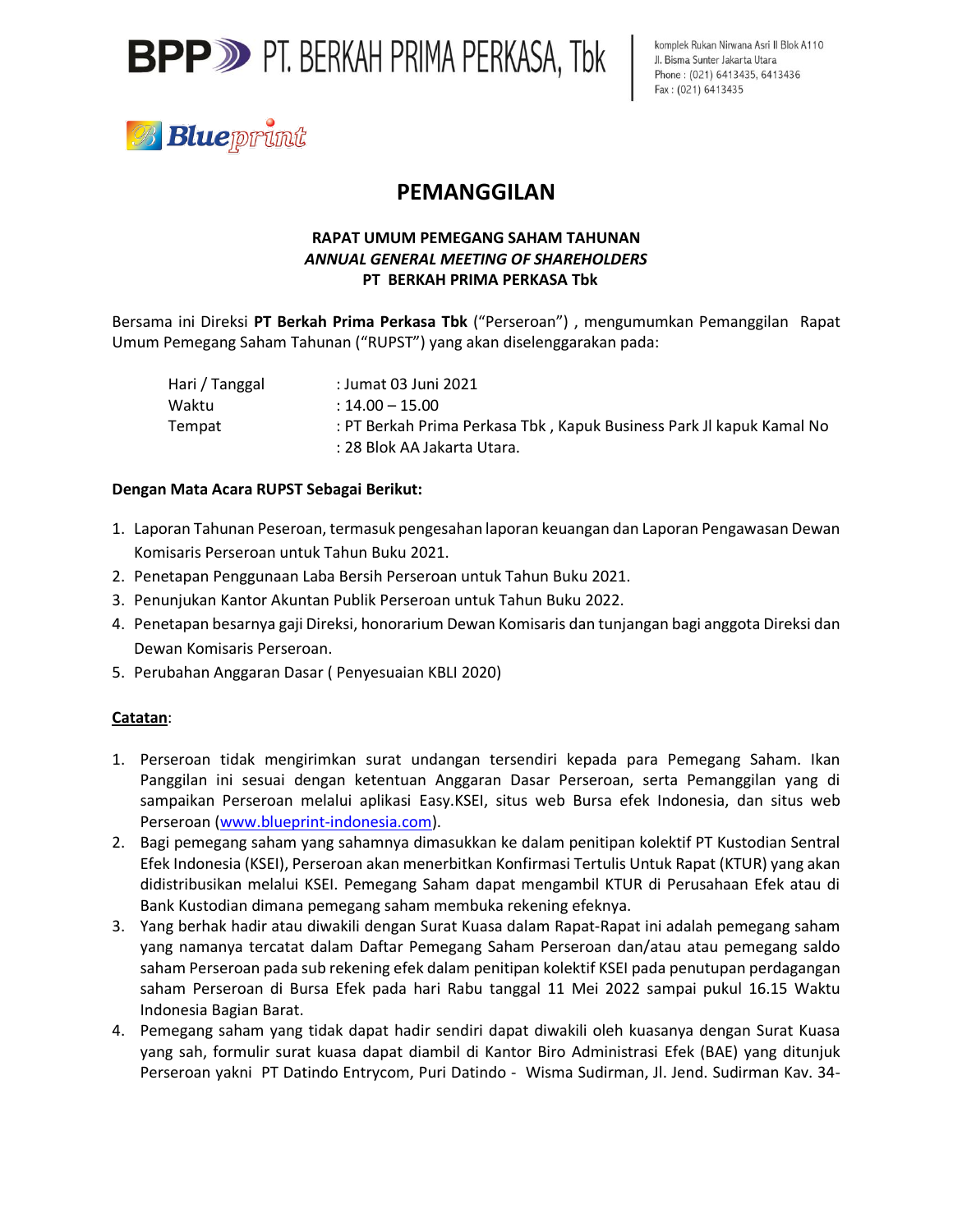BPP PT. BERKAH PRIMA PERKASA, Tbk

komplek Rukan Nirwana Asri II Blok A110
Jl. Bisma Sunter Jakarta Utara
Phone : (021) 6413435, 6413436
Fax : (021) 6413435

Blueprint

# PEMANGGILAN

**RAPAT UMUM PEMEGANG SAHAM TAHUNAN**
***ANNUAL GENERAL MEETING OF SHAREHOLDERS***
**PT BERKAH PRIMA PERKASA Tbk**

Bersama ini Direksi **PT Berkah Prima Perkasa Tbk** ("Perseroan") , mengumumkan Pemanggilan Rapat Umum Pemegang Saham Tahunan ("RUPST") yang akan diselenggarakan pada:

| | |
|---|---|
| Hari / Tanggal | : Jumat 03 Juni 2021 |
| Waktu | : 14.00 – 15.00 |
| Tempat | : PT Berkah Prima Perkasa Tbk , Kapuk Business Park Jl kapuk Kamal No : 28 Blok AA Jakarta Utara. |

**Dengan Mata Acara RUPST Sebagai Berikut:**

1. Laporan Tahunan Peseroan, termasuk pengesahan laporan keuangan dan Laporan Pengawasan Dewan Komisaris Perseroan untuk Tahun Buku 2021.
2. Penetapan Penggunaan Laba Bersih Perseroan untuk Tahun Buku 2021.
3. Penunjukan Kantor Akuntan Publik Perseroan untuk Tahun Buku 2022.
4. Penetapan besarnya gaji Direksi, honorarium Dewan Komisaris dan tunjangan bagi anggota Direksi dan Dewan Komisaris Perseroan.
5. Perubahan Anggaran Dasar ( Penyesuaian KBLI 2020)

**Catatan**:

1. Perseroan tidak mengirimkan surat undangan tersendiri kepada para Pemegang Saham. Ikan Panggilan ini sesuai dengan ketentuan Anggaran Dasar Perseroan, serta Pemanggilan yang di sampaikan Perseroan melalui aplikasi Easy.KSEI, situs web Bursa efek Indonesia, dan situs web Perseroan (www.blueprint-indonesia.com).
2. Bagi pemegang saham yang sahamnya dimasukkan ke dalam penitipan kolektif PT Kustodian Sentral Efek Indonesia (KSEI), Perseroan akan menerbitkan Konfirmasi Tertulis Untuk Rapat (KTUR) yang akan didistribusikan melalui KSEI. Pemegang Saham dapat mengambil KTUR di Perusahaan Efek atau di Bank Kustodian dimana pemegang saham membuka rekening efeknya.
3. Yang berhak hadir atau diwakili dengan Surat Kuasa dalam Rapat-Rapat ini adalah pemegang saham yang namanya tercatat dalam Daftar Pemegang Saham Perseroan dan/atau atau pemegang saldo saham Perseroan pada sub rekening efek dalam penitipan kolektif KSEI pada penutupan perdagangan saham Perseroan di Bursa Efek pada hari Rabu tanggal 11 Mei 2022 sampai pukul 16.15 Waktu Indonesia Bagian Barat.
4. Pemegang saham yang tidak dapat hadir sendiri dapat diwakili oleh kuasanya dengan Surat Kuasa yang sah, formulir surat kuasa dapat diambil di Kantor Biro Administrasi Efek (BAE) yang ditunjuk Perseroan yakni PT Datindo Entrycom, Puri Datindo - Wisma Sudirman, Jl. Jend. Sudirman Kav. 34-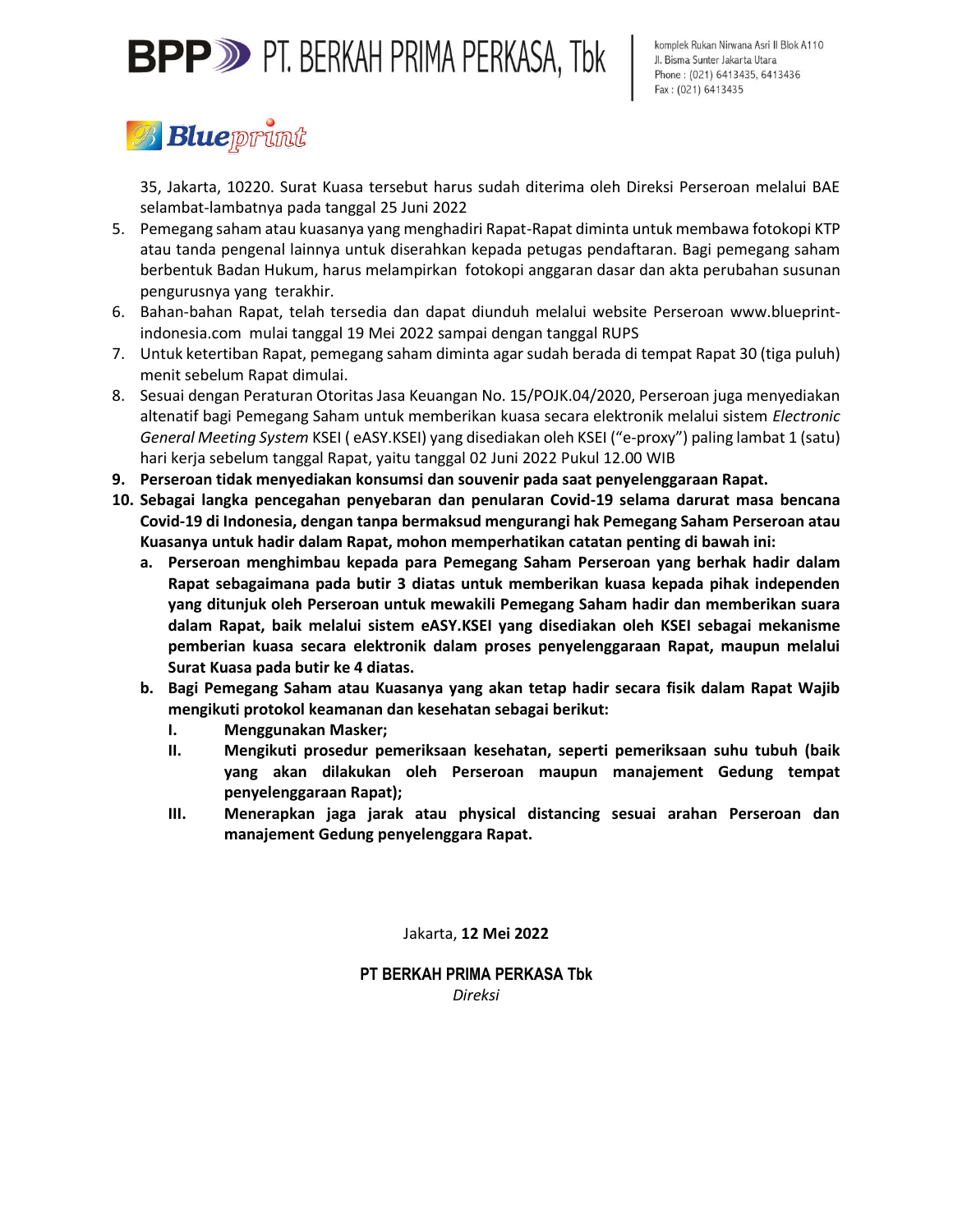35, Jakarta, 10220. Surat Kuasa tersebut harus sudah diterima oleh Direksi Perseroan melalui BAE selambat-lambatnya pada tanggal 25 Juni 2022

5. Pemegang saham atau kuasanya yang menghadiri Rapat-Rapat diminta untuk membawa fotokopi KTP atau tanda pengenal lainnya untuk diserahkan kepada petugas pendaftaran. Bagi pemegang saham berbentuk Badan Hukum, harus melampirkan fotokopi anggaran dasar dan akta perubahan susunan pengurusnya yang terakhir.
6. Bahan-bahan Rapat, telah tersedia dan dapat diunduh melalui website Perseroan www.blueprint-indonesia.com mulai tanggal 19 Mei 2022 sampai dengan tanggal RUPS
7. Untuk ketertiban Rapat, pemegang saham diminta agar sudah berada di tempat Rapat 30 (tiga puluh) menit sebelum Rapat dimulai.
8. Sesuai dengan Peraturan Otoritas Jasa Keuangan No. 15/POJK.04/2020, Perseroan juga menyediakan altenatif bagi Pemegang Saham untuk memberikan kuasa secara elektronik melalui sistem *Electronic General Meeting System* KSEI ( eASY.KSEI) yang disediakan oleh KSEI ("e-proxy") paling lambat 1 (satu) hari kerja sebelum tanggal Rapat, yaitu tanggal 02 Juni 2022 Pukul 12.00 WIB
9. **Perseroan tidak menyediakan konsumsi dan souvenir pada saat penyelenggaraan Rapat.**
10. **Sebagai langka pencegahan penyebaran dan penularan Covid-19 selama darurat masa bencana Covid-19 di Indonesia, dengan tanpa bermaksud mengurangi hak Pemegang Saham Perseroan atau Kuasanya untuk hadir dalam Rapat, mohon memperhatikan catatan penting di bawah ini:**
    a. **Perseroan menghimbau kepada para Pemegang Saham Perseroan yang berhak hadir dalam Rapat sebagaimana pada butir 3 diatas untuk memberikan kuasa kepada pihak independen yang ditunjuk oleh Perseroan untuk mewakili Pemegang Saham hadir dan memberikan suara dalam Rapat, baik melalui sistem eASY.KSEI yang disediakan oleh KSEI sebagai mekanisme pemberian kuasa secara elektronik dalam proses penyelenggaraan Rapat, maupun melalui Surat Kuasa pada butir ke 4 diatas.**
    b. **Bagi Pemegang Saham atau Kuasanya yang akan tetap hadir secara fisik dalam Rapat Wajib mengikuti protokol keamanan dan kesehatan sebagai berikut:**
        I. **Menggunakan Masker;**
        II. **Mengikuti prosedur pemeriksaan kesehatan, seperti pemeriksaan suhu tubuh (baik yang akan dilakukan oleh Perseroan maupun manajement Gedung tempat penyelenggaraan Rapat);**
        III. **Menerapkan jaga jarak atau physical distancing sesuai arahan Perseroan dan manajement Gedung penyelenggara Rapat.**

Jakarta, **12 Mei 2022**

**PT BERKAH PRIMA PERKASA Tbk**
*Direksi*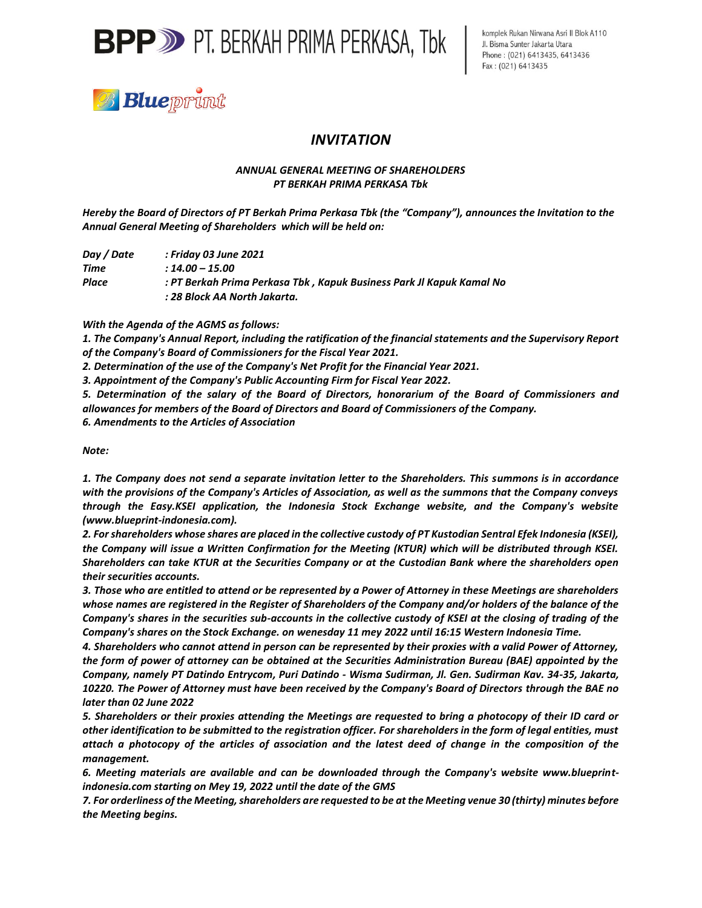**BPP PT. BERKAH PRIMA PERKASA, Tbk**

komplek Rukan Nirwana Asri II Blok A110
Jl. Bisma Sunter Jakarta Utara
Phone : (021) 6413435, 6413436
Fax : (021) 6413435

Blueprint

# *INVITATION*

***ANNUAL GENERAL MEETING OF SHAREHOLDERS***
***PT BERKAH PRIMA PERKASA Tbk***

***Hereby the Board of Directors of PT Berkah Prima Perkasa Tbk (the "Company"), announces the Invitation to the Annual General Meeting of Shareholders which will be held on:***

***Day / Date : Friday 03 June 2021***
***Time : 14.00 – 15.00***
***Place : PT Berkah Prima Perkasa Tbk , Kapuk Business Park Jl Kapuk Kamal No***
***: 28 Block AA North Jakarta.***

***With the Agenda of the AGMS as follows:***

***1. The Company's Annual Report, including the ratification of the financial statements and the Supervisory Report of the Company's Board of Commissioners for the Fiscal Year 2021.***
***2. Determination of the use of the Company's Net Profit for the Financial Year 2021.***
***3. Appointment of the Company's Public Accounting Firm for Fiscal Year 2022.***
***5. Determination of the salary of the Board of Directors, honorarium of the Board of Commissioners and allowances for members of the Board of Directors and Board of Commissioners of the Company.***
***6. Amendments to the Articles of Association***

***Note:***

***1. The Company does not send a separate invitation letter to the Shareholders. This summons is in accordance with the provisions of the Company's Articles of Association, as well as the summons that the Company conveys through the Easy.KSEI application, the Indonesia Stock Exchange website, and the Company's website (www.blueprint-indonesia.com).***
***2. For shareholders whose shares are placed in the collective custody of PT Kustodian Sentral Efek Indonesia (KSEI), the Company will issue a Written Confirmation for the Meeting (KTUR) which will be distributed through KSEI. Shareholders can take KTUR at the Securities Company or at the Custodian Bank where the shareholders open their securities accounts.***
***3. Those who are entitled to attend or be represented by a Power of Attorney in these Meetings are shareholders whose names are registered in the Register of Shareholders of the Company and/or holders of the balance of the Company's shares in the securities sub-accounts in the collective custody of KSEI at the closing of trading of the Company's shares on the Stock Exchange. on wenesday 11 mey 2022 until 16:15 Western Indonesia Time.***
***4. Shareholders who cannot attend in person can be represented by their proxies with a valid Power of Attorney, the form of power of attorney can be obtained at the Securities Administration Bureau (BAE) appointed by the Company, namely PT Datindo Entrycom, Puri Datindo - Wisma Sudirman, Jl. Gen. Sudirman Kav. 34-35, Jakarta, 10220. The Power of Attorney must have been received by the Company's Board of Directors through the BAE no later than 02 June 2022***
***5. Shareholders or their proxies attending the Meetings are requested to bring a photocopy of their ID card or other identification to be submitted to the registration officer. For shareholders in the form of legal entities, must attach a photocopy of the articles of association and the latest deed of change in the composition of the management.***
***6. Meeting materials are available and can be downloaded through the Company's website www.blueprint-indonesia.com starting on Mey 19, 2022 until the date of the GMS***
***7. For orderliness of the Meeting, shareholders are requested to be at the Meeting venue 30 (thirty) minutes before the Meeting begins.***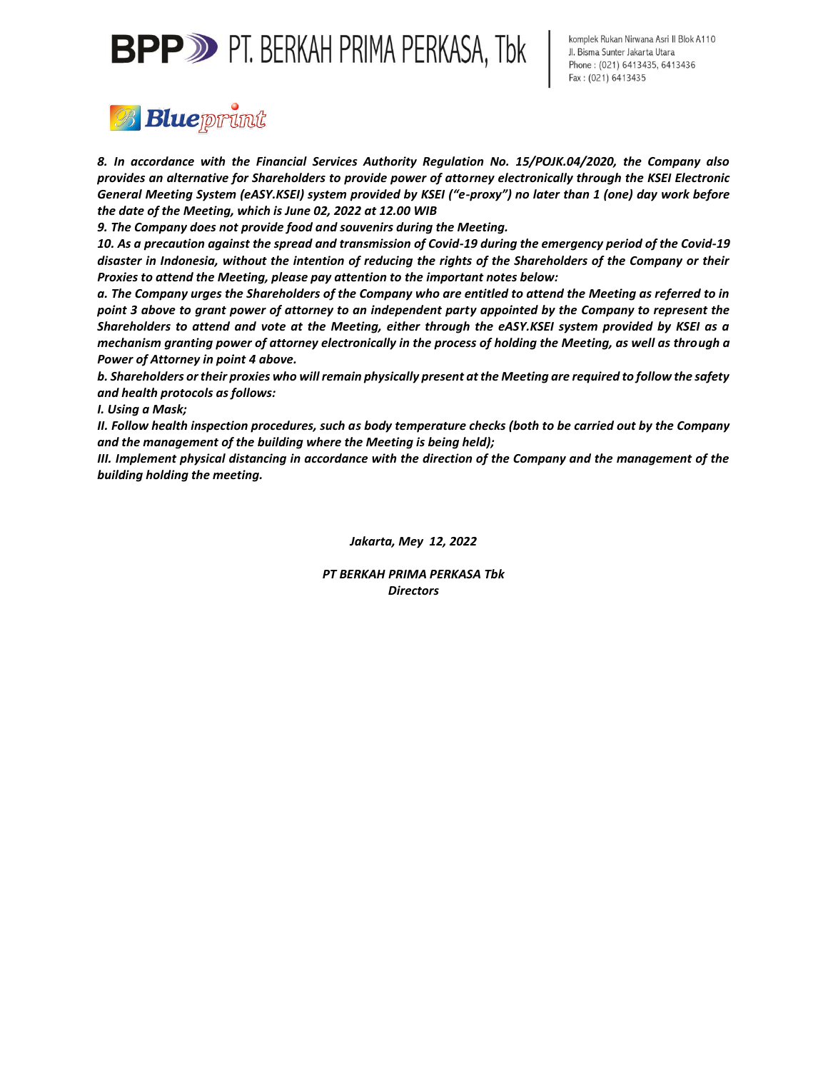***8. In accordance with the Financial Services Authority Regulation No. 15/POJK.04/2020, the Company also provides an alternative for Shareholders to provide power of attorney electronically through the KSEI Electronic General Meeting System (eASY.KSEI) system provided by KSEI ("e-proxy") no later than 1 (one) day work before the date of the Meeting, which is June 02, 2022 at 12.00 WIB***

***9. The Company does not provide food and souvenirs during the Meeting.***

***10. As a precaution against the spread and transmission of Covid-19 during the emergency period of the Covid-19 disaster in Indonesia, without the intention of reducing the rights of the Shareholders of the Company or their Proxies to attend the Meeting, please pay attention to the important notes below:***

***a. The Company urges the Shareholders of the Company who are entitled to attend the Meeting as referred to in point 3 above to grant power of attorney to an independent party appointed by the Company to represent the Shareholders to attend and vote at the Meeting, either through the eASY.KSEI system provided by KSEI as a mechanism granting power of attorney electronically in the process of holding the Meeting, as well as through a Power of Attorney in point 4 above.***

***b. Shareholders or their proxies who will remain physically present at the Meeting are required to follow the safety and health protocols as follows:***

***I. Using a Mask;***

***II. Follow health inspection procedures, such as body temperature checks (both to be carried out by the Company and the management of the building where the Meeting is being held);***

***III. Implement physical distancing in accordance with the direction of the Company and the management of the building holding the meeting.***

***Jakarta, Mey 12, 2022***

***PT BERKAH PRIMA PERKASA Tbk***
***Directors***